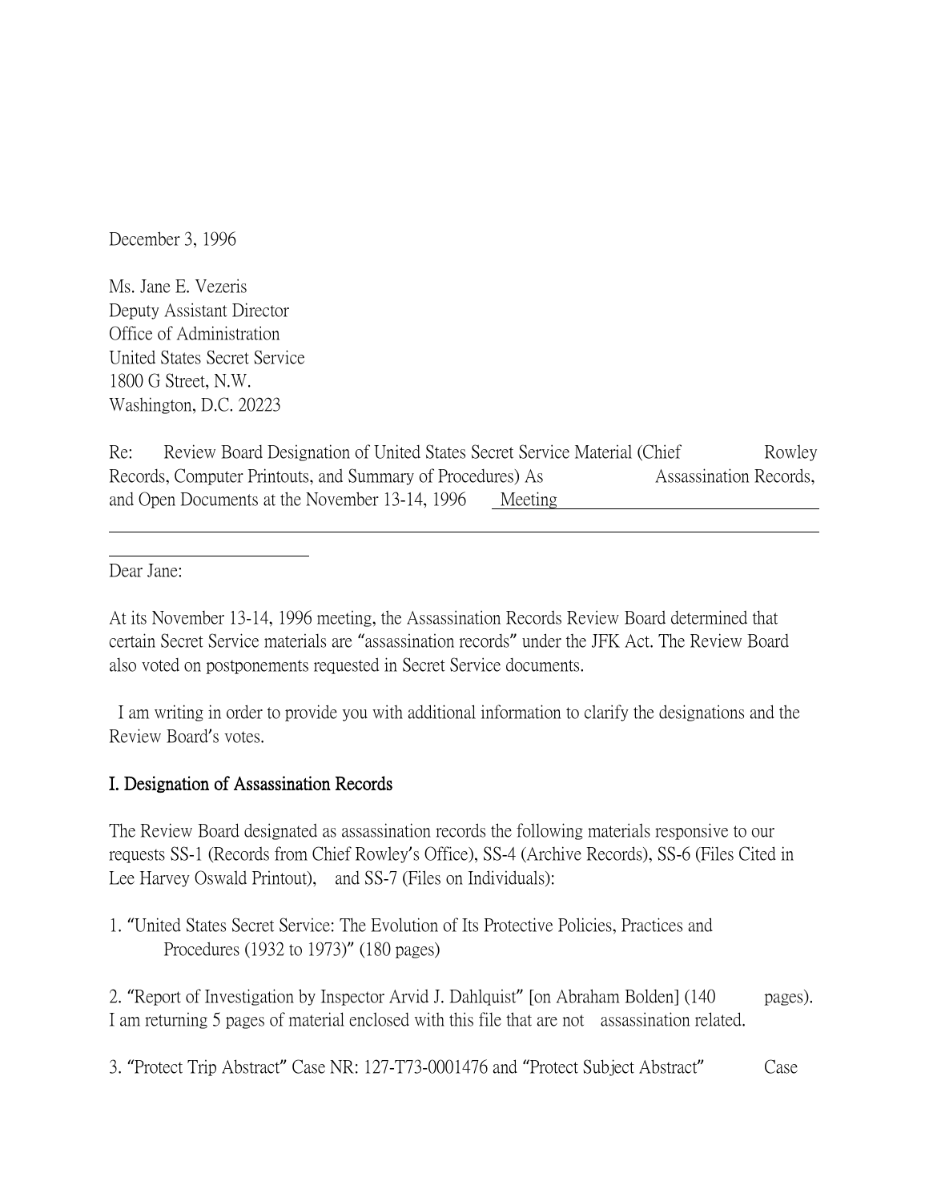December 3, 1996

Ms. Jane E. Vezeris
Deputy Assistant Director
Office of Administration
United States Secret Service
1800 G Street, N.W.
Washington, D.C. 20223

Re: Review Board Designation of United States Secret Service Material (Chief Rowley Records, Computer Printouts, and Summary of Procedures) As Assassination Records, and Open Documents at the November 13-14, 1996 Meeting

Dear Jane:

At its November 13-14, 1996 meeting, the Assassination Records Review Board determined that certain Secret Service materials are "assassination records" under the JFK Act. The Review Board also voted on postponements requested in Secret Service documents.

I am writing in order to provide you with additional information to clarify the designations and the Review Board's votes.

## I. Designation of Assassination Records

The Review Board designated as assassination records the following materials responsive to our requests SS-1 (Records from Chief Rowley's Office), SS-4 (Archive Records), SS-6 (Files Cited in Lee Harvey Oswald Printout), and SS-7 (Files on Individuals):

1. "United States Secret Service: The Evolution of Its Protective Policies, Practices and Procedures (1932 to 1973)" (180 pages)

2. "Report of Investigation by Inspector Arvid J. Dahlquist" [on Abraham Bolden] (140 pages). I am returning 5 pages of material enclosed with this file that are not assassination related.

3. "Protect Trip Abstract" Case NR: 127-T73-0001476 and "Protect Subject Abstract" Case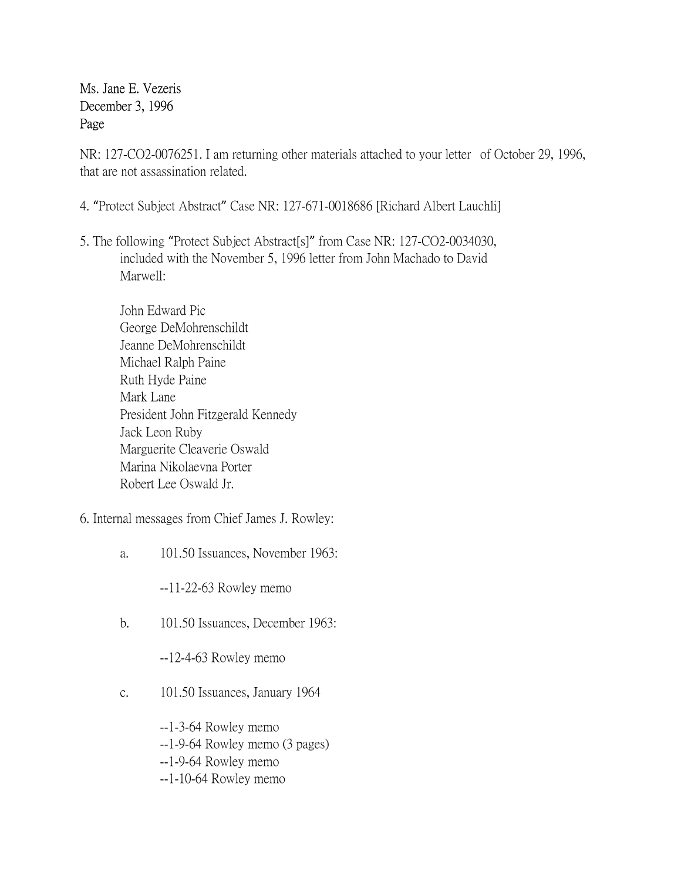Ms. Jane E. Vezeris
December 3, 1996
Page

NR: 127-CO2-0076251. I am returning other materials attached to your letter of October 29, 1996, that are not assassination related.

4. "Protect Subject Abstract" Case NR: 127-671-0018686 [Richard Albert Lauchli]

5. The following "Protect Subject Abstract[s]" from Case NR: 127-CO2-0034030, included with the November 5, 1996 letter from John Machado to David Marwell:

John Edward Pic
George DeMohrenschildt
Jeanne DeMohrenschildt
Michael Ralph Paine
Ruth Hyde Paine
Mark Lane
President John Fitzgerald Kennedy
Jack Leon Ruby
Marguerite Cleaverie Oswald
Marina Nikolaevna Porter
Robert Lee Oswald Jr.

6. Internal messages from Chief James J. Rowley:

a. 101.50 Issuances, November 1963:

--11-22-63 Rowley memo

b. 101.50 Issuances, December 1963:

--12-4-63 Rowley memo

c. 101.50 Issuances, January 1964

--1-3-64 Rowley memo
--1-9-64 Rowley memo (3 pages)
--1-9-64 Rowley memo
--1-10-64 Rowley memo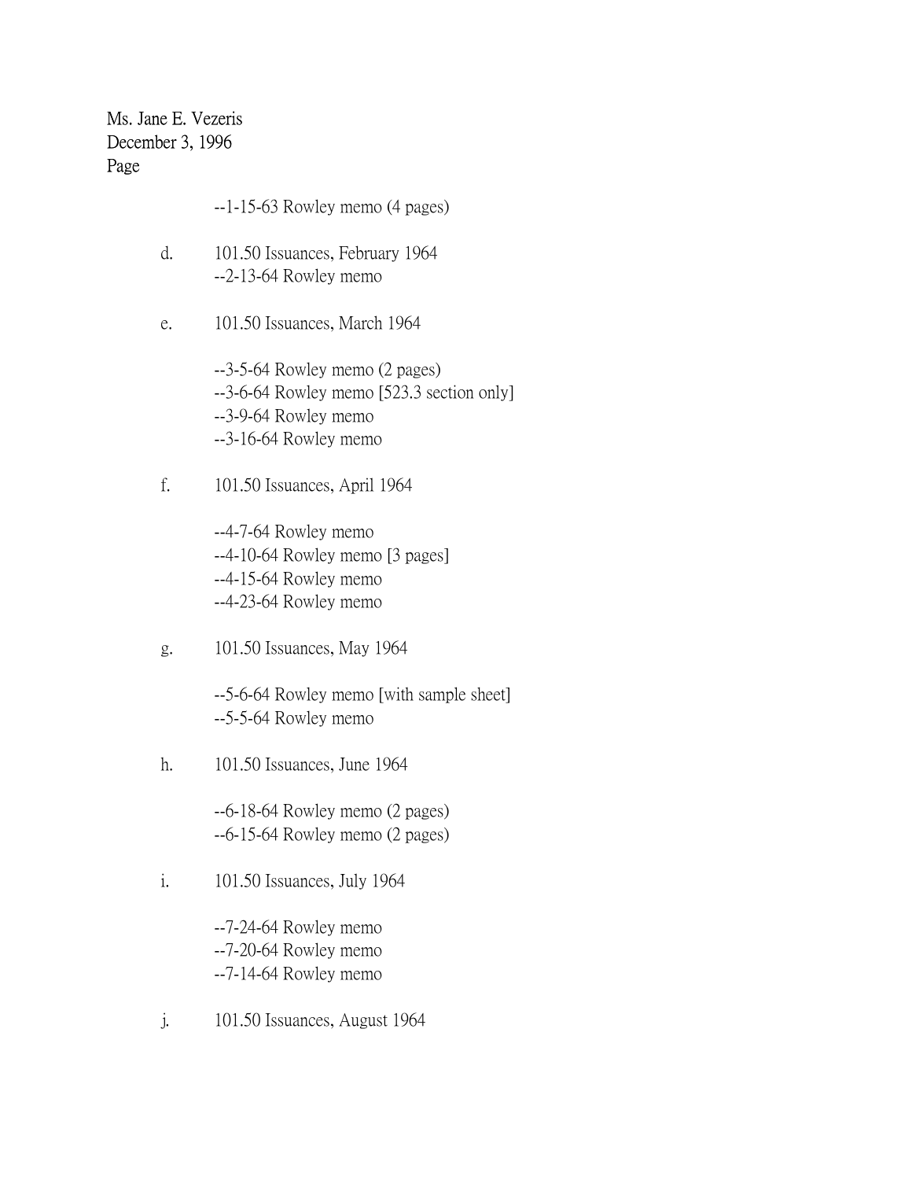--1-15-63 Rowley memo (4 pages)

d. 101.50 Issuances, February 1964
   --2-13-64 Rowley memo

e. 101.50 Issuances, March 1964

   --3-5-64 Rowley memo (2 pages)
   --3-6-64 Rowley memo [523.3 section only]
   --3-9-64 Rowley memo
   --3-16-64 Rowley memo

f. 101.50 Issuances, April 1964

   --4-7-64 Rowley memo
   --4-10-64 Rowley memo [3 pages]
   --4-15-64 Rowley memo
   --4-23-64 Rowley memo

g. 101.50 Issuances, May 1964

   --5-6-64 Rowley memo [with sample sheet]
   --5-5-64 Rowley memo

h. 101.50 Issuances, June 1964

   --6-18-64 Rowley memo (2 pages)
   --6-15-64 Rowley memo (2 pages)

i. 101.50 Issuances, July 1964

   --7-24-64 Rowley memo
   --7-20-64 Rowley memo
   --7-14-64 Rowley memo

j. 101.50 Issuances, August 1964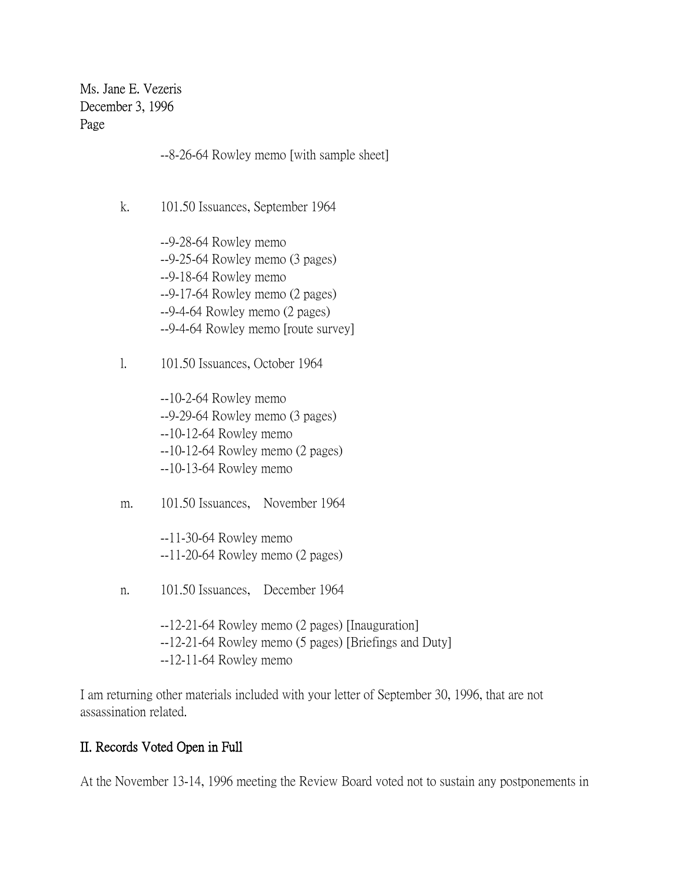Ms. Jane E. Vezeris
December 3, 1996
Page

--8-26-64 Rowley memo [with sample sheet]

k. 101.50 Issuances, September 1964

--9-28-64 Rowley memo
--9-25-64 Rowley memo (3 pages)
--9-18-64 Rowley memo
--9-17-64 Rowley memo (2 pages)
--9-4-64 Rowley memo (2 pages)
--9-4-64 Rowley memo [route survey]

l. 101.50 Issuances, October 1964

--10-2-64 Rowley memo
--9-29-64 Rowley memo (3 pages)
--10-12-64 Rowley memo
--10-12-64 Rowley memo (2 pages)
--10-13-64 Rowley memo

m. 101.50 Issuances, November 1964

--11-30-64 Rowley memo
--11-20-64 Rowley memo (2 pages)

n. 101.50 Issuances, December 1964

--12-21-64 Rowley memo (2 pages) [Inauguration]
--12-21-64 Rowley memo (5 pages) [Briefings and Duty]
--12-11-64 Rowley memo

I am returning other materials included with your letter of September 30, 1996, that are not assassination related.

## II. Records Voted Open in Full

At the November 13-14, 1996 meeting the Review Board voted not to sustain any postponements in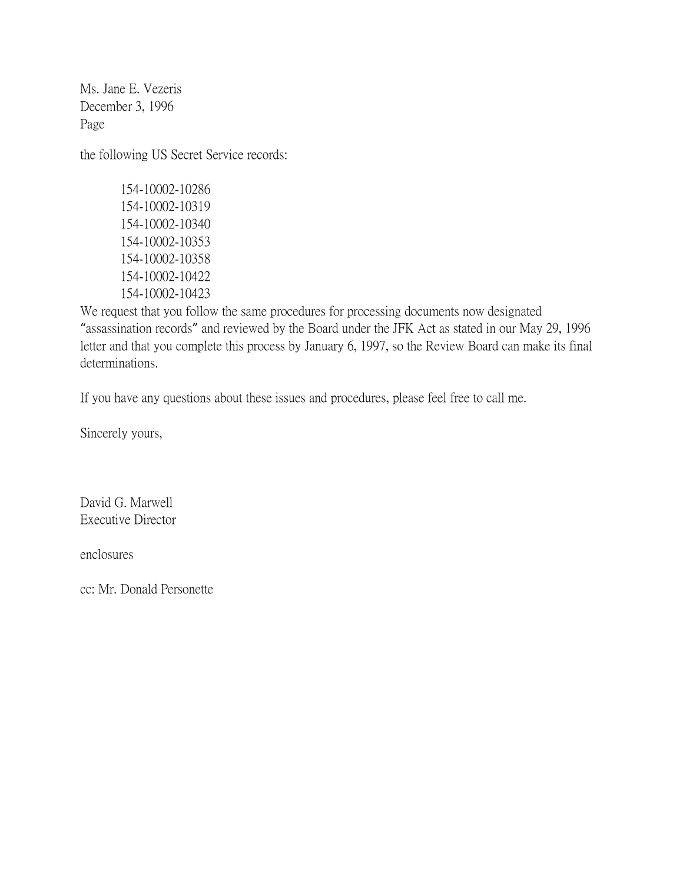Ms. Jane E. Vezeris
December 3, 1996
Page

the following US Secret Service records:

154-10002-10286
154-10002-10319
154-10002-10340
154-10002-10353
154-10002-10358
154-10002-10422
154-10002-10423

We request that you follow the same procedures for processing documents now designated "assassination records" and reviewed by the Board under the JFK Act as stated in our May 29, 1996 letter and that you complete this process by January 6, 1997, so the Review Board can make its final determinations.

If you have any questions about these issues and procedures, please feel free to call me.

Sincerely yours,

David G. Marwell
Executive Director

enclosures

cc: Mr. Donald Personette